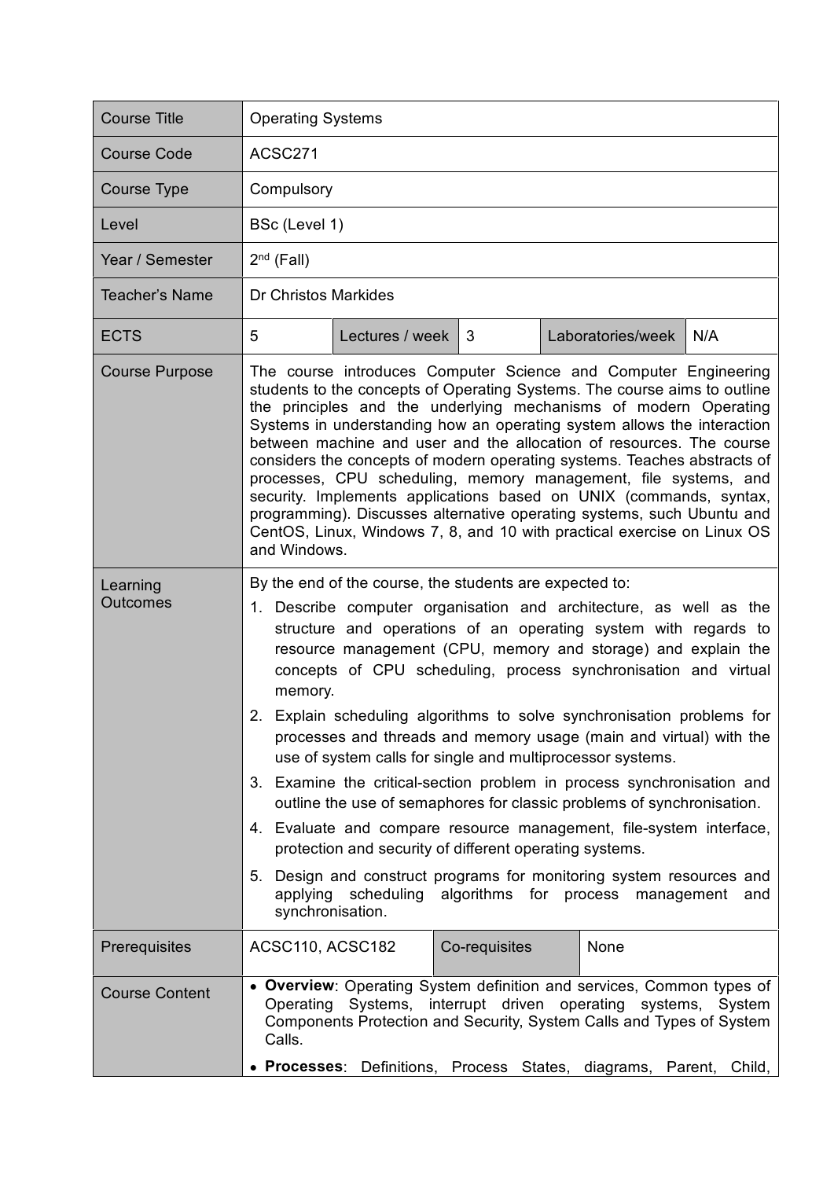| Course Title | Operating Systems | | | | |
|---|---|---|---|---|---|
| Course Code | ACSC271 | | | | |
| Course Type | Compulsory | | | | |
| Level | BSc (Level 1) | | | | |
| Year / Semester | 2nd (Fall) | | | | |
| Teacher's Name | Dr Christos Markides | | | | |
| ECTS | 5 | Lectures / week | 3 | Laboratories/week | N/A |
| Course Purpose | The course introduces Computer Science and Computer Engineering students to the concepts of Operating Systems. The course aims to outline the principles and the underlying mechanisms of modern Operating Systems in understanding how an operating system allows the interaction between machine and user and the allocation of resources. The course considers the concepts of modern operating systems. Teaches abstracts of processes, CPU scheduling, memory management, file systems, and security. Implements applications based on UNIX (commands, syntax, programming). Discusses alternative operating systems, such Ubuntu and CentOS, Linux, Windows 7, 8, and 10 with practical exercise on Linux OS and Windows. | | | | |
| Learning Outcomes | By the end of the course, the students are expected to:<br>1. Describe computer organisation and architecture, as well as the structure and operations of an operating system with regards to resource management (CPU, memory and storage) and explain the concepts of CPU scheduling, process synchronisation and virtual memory.<br>2. Explain scheduling algorithms to solve synchronisation problems for processes and threads and memory usage (main and virtual) with the use of system calls for single and multiprocessor systems.<br>3. Examine the critical-section problem in process synchronisation and outline the use of semaphores for classic problems of synchronisation.<br>4. Evaluate and compare resource management, file-system interface, protection and security of different operating systems.<br>5. Design and construct programs for monitoring system resources and applying scheduling algorithms for process management and synchronisation. | | | | |
| Prerequisites | ACSC110, ACSC182 | Co-requisites | None | | |
| Course Content | • **Overview**: Operating System definition and services, Common types of Operating Systems, interrupt driven operating systems, System Components Protection and Security, System Calls and Types of System Calls.<br>• **Processes**: Definitions, Process States, diagrams, Parent, Child, | | | | |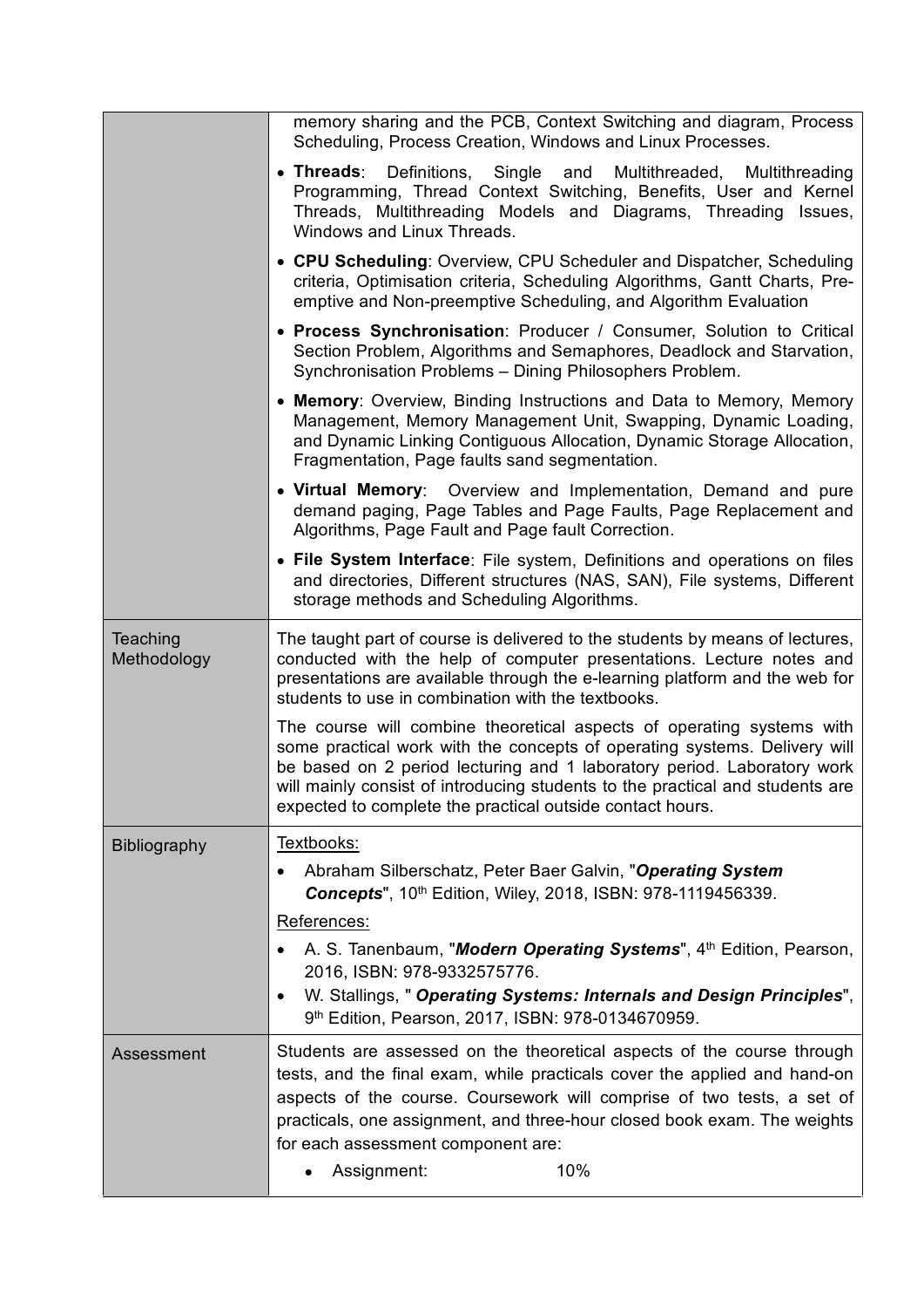| | |
|---|---|
| | memory sharing and the PCB, Context Switching and diagram, Process Scheduling, Process Creation, Windows and Linux Processes.<br>• **Threads**: Definitions, Single and Multithreaded, Multithreading Programming, Thread Context Switching, Benefits, User and Kernel Threads, Multithreading Models and Diagrams, Threading Issues, Windows and Linux Threads.<br>• **CPU Scheduling**: Overview, CPU Scheduler and Dispatcher, Scheduling criteria, Optimisation criteria, Scheduling Algorithms, Gantt Charts, Pre-emptive and Non-preemptive Scheduling, and Algorithm Evaluation<br>• **Process Synchronisation**: Producer / Consumer, Solution to Critical Section Problem, Algorithms and Semaphores, Deadlock and Starvation, Synchronisation Problems – Dining Philosophers Problem.<br>• **Memory**: Overview, Binding Instructions and Data to Memory, Memory Management, Memory Management Unit, Swapping, Dynamic Loading, and Dynamic Linking Contiguous Allocation, Dynamic Storage Allocation, Fragmentation, Page faults sand segmentation.<br>• **Virtual Memory**: Overview and Implementation, Demand and pure demand paging, Page Tables and Page Faults, Page Replacement and Algorithms, Page Fault and Page fault Correction.<br>• **File System Interface**: File system, Definitions and operations on files and directories, Different structures (NAS, SAN), File systems, Different storage methods and Scheduling Algorithms. |
| Teaching Methodology | The taught part of course is delivered to the students by means of lectures, conducted with the help of computer presentations. Lecture notes and presentations are available through the e-learning platform and the web for students to use in combination with the textbooks.<br><br>The course will combine theoretical aspects of operating systems with some practical work with the concepts of operating systems. Delivery will be based on 2 period lecturing and 1 laboratory period. Laboratory work will mainly consist of introducing students to the practical and students are expected to complete the practical outside contact hours. |
| Bibliography | Textbooks:<br>• Abraham Silberschatz, Peter Baer Galvin, "***Operating System Concepts***", 10th Edition, Wiley, 2018, ISBN: 978-1119456339.<br>References:<br>• A. S. Tanenbaum, "***Modern Operating Systems***", 4th Edition, Pearson, 2016, ISBN: 978-9332575776.<br>• W. Stallings, " ***Operating Systems: Internals and Design Principles***", 9th Edition, Pearson, 2017, ISBN: 978-0134670959. |
| Assessment | Students are assessed on the theoretical aspects of the course through tests, and the final exam, while practicals cover the applied and hand-on aspects of the course. Coursework will comprise of two tests, a set of practicals, one assignment, and three-hour closed book exam. The weights for each assessment component are:<br>• Assignment: 10% |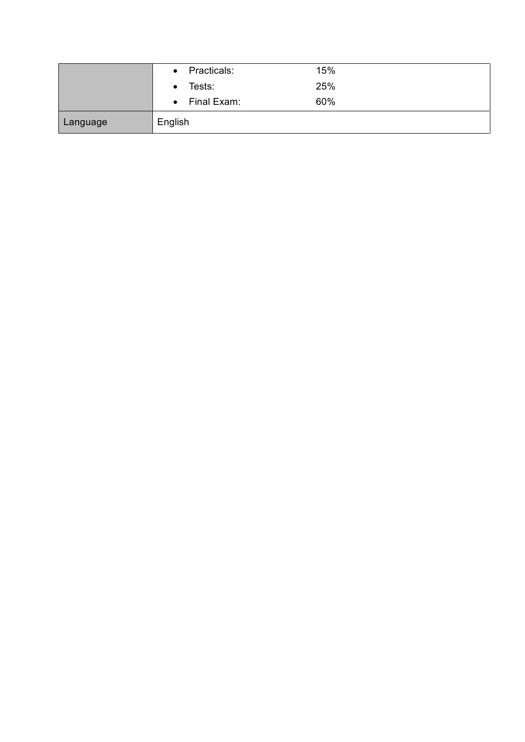| | |
|---|---|
| | • Practicals: 15%<br>• Tests: 25%<br>• Final Exam: 60% |
| Language | English |